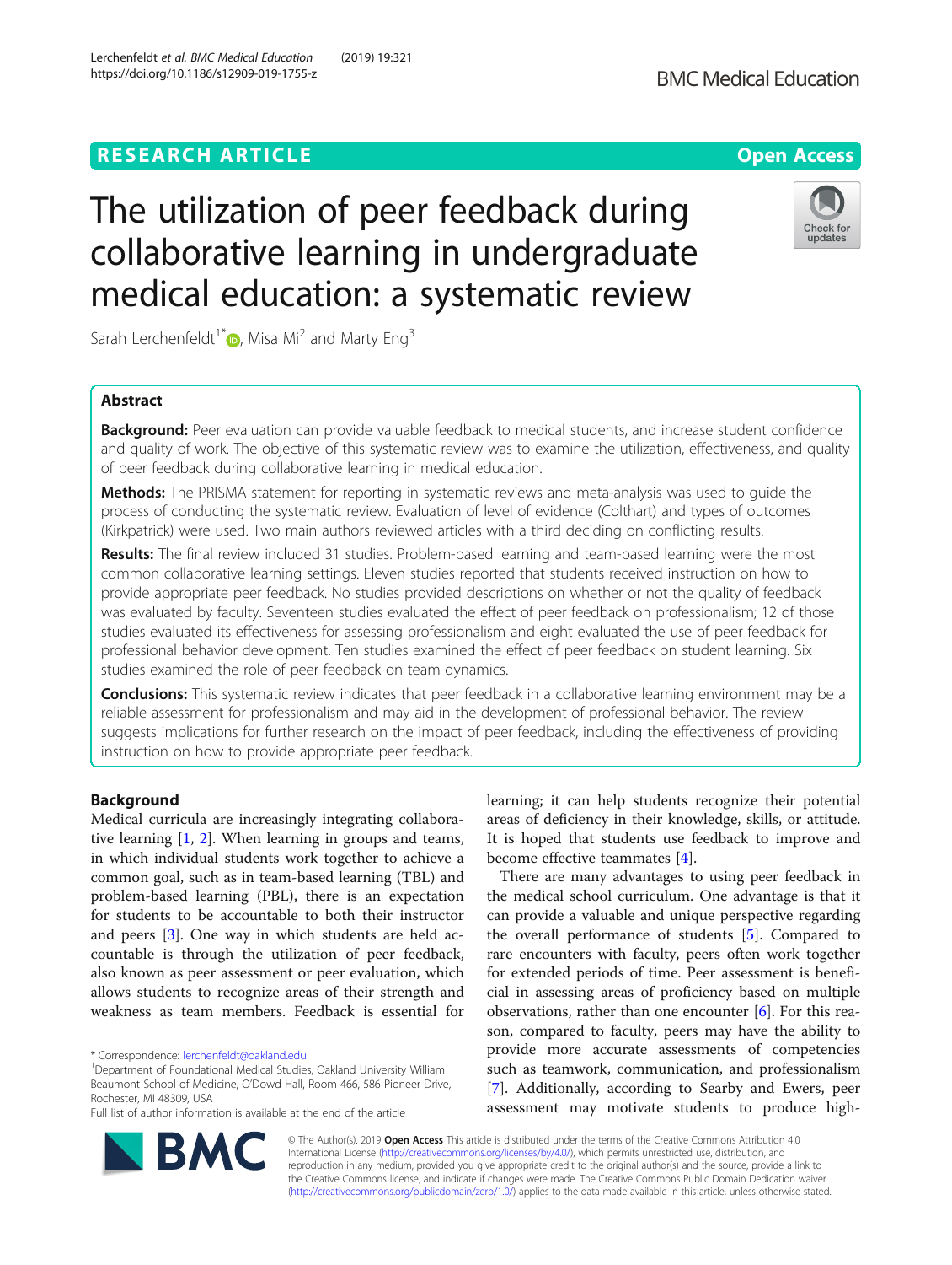RESEARCH ARTICLE

Open Access

# The utilization of peer feedback during collaborative learning in undergraduate medical education: a systematic review

Sarah Lerchenfeldt[1*], Misa Mi[2] and Marty Eng[3]

## Abstract

**Background:** Peer evaluation can provide valuable feedback to medical students, and increase student confidence and quality of work. The objective of this systematic review was to examine the utilization, effectiveness, and quality of peer feedback during collaborative learning in medical education.

**Methods:** The PRISMA statement for reporting in systematic reviews and meta-analysis was used to guide the process of conducting the systematic review. Evaluation of level of evidence (Colthart) and types of outcomes (Kirkpatrick) were used. Two main authors reviewed articles with a third deciding on conflicting results.

**Results:** The final review included 31 studies. Problem-based learning and team-based learning were the most common collaborative learning settings. Eleven studies reported that students received instruction on how to provide appropriate peer feedback. No studies provided descriptions on whether or not the quality of feedback was evaluated by faculty. Seventeen studies evaluated the effect of peer feedback on professionalism; 12 of those studies evaluated its effectiveness for assessing professionalism and eight evaluated the use of peer feedback for professional behavior development. Ten studies examined the effect of peer feedback on student learning. Six studies examined the role of peer feedback on team dynamics.

**Conclusions:** This systematic review indicates that peer feedback in a collaborative learning environment may be a reliable assessment for professionalism and may aid in the development of professional behavior. The review suggests implications for further research on the impact of peer feedback, including the effectiveness of providing instruction on how to provide appropriate peer feedback.

## Background

Medical curricula are increasingly integrating collaborative learning [1, 2]. When learning in groups and teams, in which individual students work together to achieve a common goal, such as in team-based learning (TBL) and problem-based learning (PBL), there is an expectation for students to be accountable to both their instructor and peers [3]. One way in which students are held accountable is through the utilization of peer feedback, also known as peer assessment or peer evaluation, which allows students to recognize areas of their strength and weakness as team members. Feedback is essential for learning; it can help students recognize their potential areas of deficiency in their knowledge, skills, or attitude. It is hoped that students use feedback to improve and become effective teammates [4].

There are many advantages to using peer feedback in the medical school curriculum. One advantage is that it can provide a valuable and unique perspective regarding the overall performance of students [5]. Compared to rare encounters with faculty, peers often work together for extended periods of time. Peer assessment is beneficial in assessing areas of proficiency based on multiple observations, rather than one encounter [6]. For this reason, compared to faculty, peers may have the ability to provide more accurate assessments of competencies such as teamwork, communication, and professionalism [7]. Additionally, according to Searby and Ewers, peer assessment may motivate students to produce high-

* Correspondence: lerchenfeldt@oakland.edu
[1]Department of Foundational Medical Studies, Oakland University William Beaumont School of Medicine, O'Dowd Hall, Room 466, 586 Pioneer Drive, Rochester, MI 48309, USA
Full list of author information is available at the end of the article

© The Author(s). 2019 **Open Access** This article is distributed under the terms of the Creative Commons Attribution 4.0 International License (http://creativecommons.org/licenses/by/4.0/), which permits unrestricted use, distribution, and reproduction in any medium, provided you give appropriate credit to the original author(s) and the source, provide a link to the Creative Commons license, and indicate if changes were made. The Creative Commons Public Domain Dedication waiver (http://creativecommons.org/publicdomain/zero/1.0/) applies to the data made available in this article, unless otherwise stated.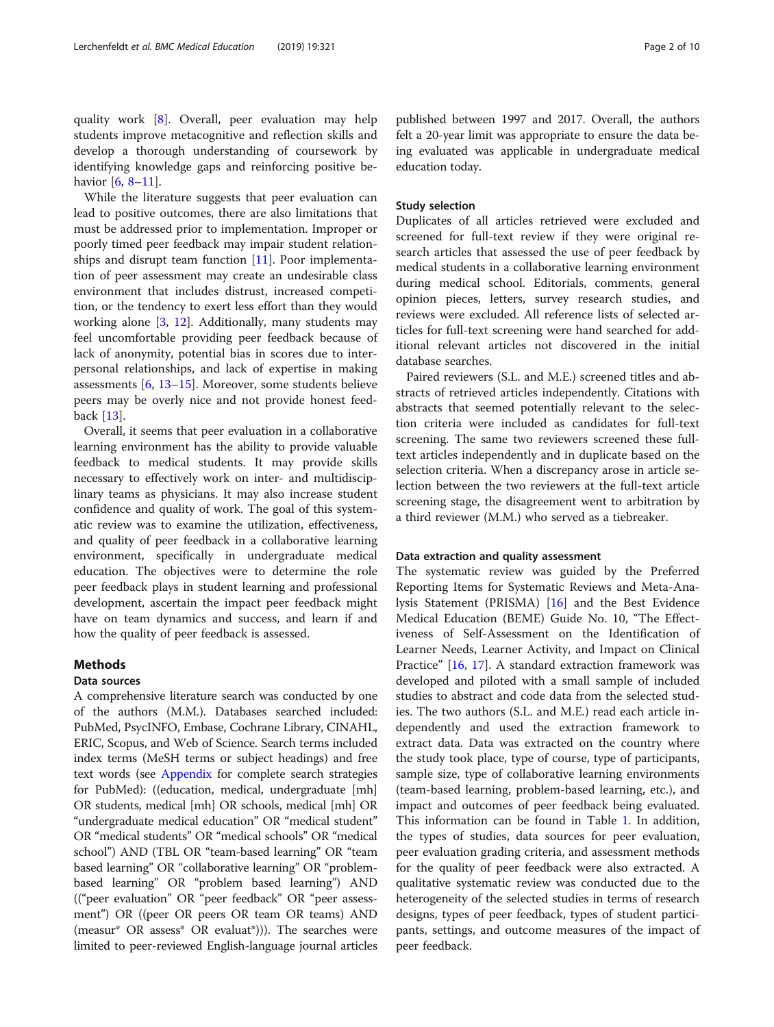quality work [8]. Overall, peer evaluation may help students improve metacognitive and reflection skills and develop a thorough understanding of coursework by identifying knowledge gaps and reinforcing positive behavior [6, 8–11].

While the literature suggests that peer evaluation can lead to positive outcomes, there are also limitations that must be addressed prior to implementation. Improper or poorly timed peer feedback may impair student relationships and disrupt team function [11]. Poor implementation of peer assessment may create an undesirable class environment that includes distrust, increased competition, or the tendency to exert less effort than they would working alone [3, 12]. Additionally, many students may feel uncomfortable providing peer feedback because of lack of anonymity, potential bias in scores due to interpersonal relationships, and lack of expertise in making assessments [6, 13–15]. Moreover, some students believe peers may be overly nice and not provide honest feedback [13].

Overall, it seems that peer evaluation in a collaborative learning environment has the ability to provide valuable feedback to medical students. It may provide skills necessary to effectively work on inter- and multidisciplinary teams as physicians. It may also increase student confidence and quality of work. The goal of this systematic review was to examine the utilization, effectiveness, and quality of peer feedback in a collaborative learning environment, specifically in undergraduate medical education. The objectives were to determine the role peer feedback plays in student learning and professional development, ascertain the impact peer feedback might have on team dynamics and success, and learn if and how the quality of peer feedback is assessed.

## Methods

### Data sources

A comprehensive literature search was conducted by one of the authors (M.M.). Databases searched included: PubMed, PsycINFO, Embase, Cochrane Library, CINAHL, ERIC, Scopus, and Web of Science. Search terms included index terms (MeSH terms or subject headings) and free text words (see Appendix for complete search strategies for PubMed): ((education, medical, undergraduate [mh] OR students, medical [mh] OR schools, medical [mh] OR "undergraduate medical education" OR "medical student" OR "medical students" OR "medical schools" OR "medical school") AND (TBL OR "team-based learning" OR "team based learning" OR "collaborative learning" OR "problem-based learning" OR "problem based learning") AND (("peer evaluation" OR "peer feedback" OR "peer assessment") OR ((peer OR peers OR team OR teams) AND (measur* OR assess* OR evaluat*))). The searches were limited to peer-reviewed English-language journal articles published between 1997 and 2017. Overall, the authors felt a 20-year limit was appropriate to ensure the data being evaluated was applicable in undergraduate medical education today.

### Study selection

Duplicates of all articles retrieved were excluded and screened for full-text review if they were original research articles that assessed the use of peer feedback by medical students in a collaborative learning environment during medical school. Editorials, comments, general opinion pieces, letters, survey research studies, and reviews were excluded. All reference lists of selected articles for full-text screening were hand searched for additional relevant articles not discovered in the initial database searches.

Paired reviewers (S.L. and M.E.) screened titles and abstracts of retrieved articles independently. Citations with abstracts that seemed potentially relevant to the selection criteria were included as candidates for full-text screening. The same two reviewers screened these full-text articles independently and in duplicate based on the selection criteria. When a discrepancy arose in article selection between the two reviewers at the full-text article screening stage, the disagreement went to arbitration by a third reviewer (M.M.) who served as a tiebreaker.

### Data extraction and quality assessment

The systematic review was guided by the Preferred Reporting Items for Systematic Reviews and Meta-Analysis Statement (PRISMA) [16] and the Best Evidence Medical Education (BEME) Guide No. 10, "The Effectiveness of Self-Assessment on the Identification of Learner Needs, Learner Activity, and Impact on Clinical Practice" [16, 17]. A standard extraction framework was developed and piloted with a small sample of included studies to abstract and code data from the selected studies. The two authors (S.L. and M.E.) read each article independently and used the extraction framework to extract data. Data was extracted on the country where the study took place, type of course, type of participants, sample size, type of collaborative learning environments (team-based learning, problem-based learning, etc.), and impact and outcomes of peer feedback being evaluated. This information can be found in Table 1. In addition, the types of studies, data sources for peer evaluation, peer evaluation grading criteria, and assessment methods for the quality of peer feedback were also extracted. A qualitative systematic review was conducted due to the heterogeneity of the selected studies in terms of research designs, types of peer feedback, types of student participants, settings, and outcome measures of the impact of peer feedback.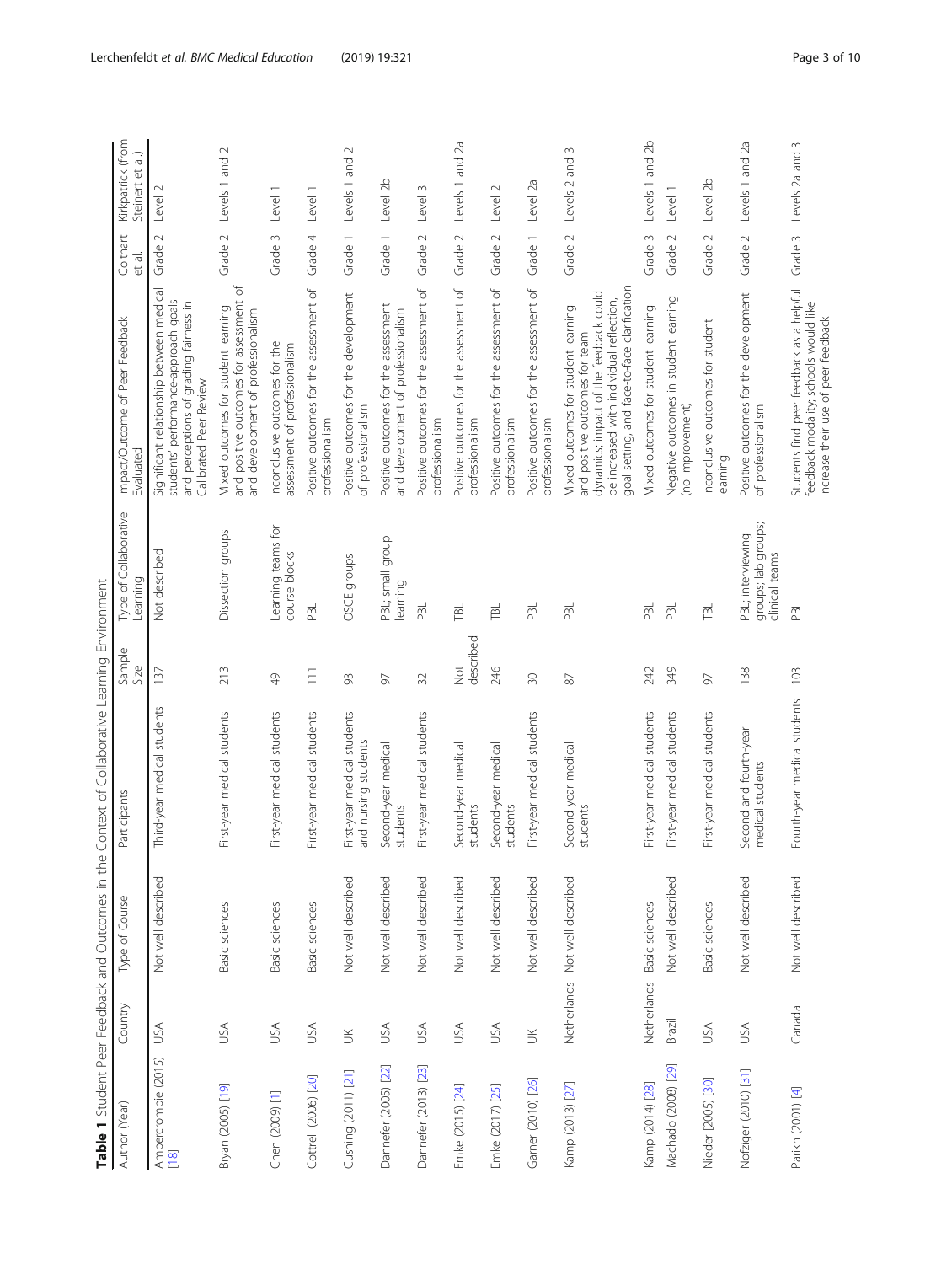**Table 1** Student Peer Feedback and Outcomes in the Context of Collaborative Learning Environment

| Author (Year) | Country | Type of Course | Participants | Sample Size | Type of Collaborative Learning | Impact/Outcome of Peer Feedback Evaluated | Colthart et al. | Kirkpatrick (from Steinert et al.) |
|---|---|---|---|---|---|---|---|---|
| Abercrombie (2015) [18] | USA | Not well described | Third-year medical students | 137 | Not described | Significant relationship between medical students' performance-approach goals and perceptions of grading fairness in Calibrated Peer Review | Grade 2 | Level 2 |
| Bryan (2005) [19] | USA | Basic sciences | First-year medical students | 213 | Dissection groups | Mixed outcomes for student learning and positive outcomes for assessment of and development of professionalism | Grade 2 | Levels 1 and 2 |
| Chen (2009) [1] | USA | Basic sciences | First-year medical students | 49 | Learning teams for course blocks | Inconclusive outcomes for the assessment of professionalism | Grade 3 | Level 1 |
| Cottrell (2006) [20] | USA | Basic sciences | First-year medical students | 111 | PBL | Positive outcomes for the assessment of professionalism | Grade 4 | Level 1 |
| Cushing (2011) [21] | UK | Not well described | First-year medical students and nursing students | 93 | OSCE groups | Positive outcomes for the development of professionalism | Grade 1 | Levels 1 and 2 |
| Dannefer (2005) [22] | USA | Not well described | Second-year medical students | 97 | PBL; small group learning | Positive outcomes for the assessment and development of professionalism | Grade 1 | Level 2b |
| Dannefer (2013) [23] | USA | Not well described | First-year medical students | 32 | PBL | Positive outcomes for the assessment of professionalism | Grade 2 | Level 3 |
| Emke (2015) [24] | USA | Not well described | Second-year medical students | Not described | TBL | Positive outcomes for the assessment of professionalism | Grade 2 | Levels 1 and 2a |
| Emke (2017) [25] | USA | Not well described | Second-year medical students | 246 | TBL | Positive outcomes for the assessment of professionalism | Grade 2 | Level 2 |
| Garner (2010) [26] | UK | Not well described | First-year medical students | 30 | PBL | Positive outcomes for the assessment of professionalism | Grade 1 | Level 2a |
| Kamp (2013) [27] | Netherlands | Not well described | Second-year medical students | 87 | PBL | Mixed outcomes for student learning and positive outcomes for team dynamics; impact of the feedback could be increased with individual reflection, goal setting, and face-to-face clarification | Grade 2 | Levels 2 and 3 |
| Kamp (2014) [28] | Netherlands | Basic sciences | First-year medical students | 242 | PBL | Mixed outcomes for student learning | Grade 3 | Levels 1 and 2b |
| Machado (2008) [29] | Brazil | Not well described | First-year medical students | 349 | PBL | Negative outcomes in student learning (no improvement) | Grade 2 | Level 1 |
| Nieder (2005) [30] | USA | Basic sciences | First-year medical students | 97 | TBL | Inconclusive outcomes for student learning | Grade 2 | Level 2b |
| Nofziger (2010) [31] | USA | Not well described | Second and fourth-year medical students | 138 | PBL; interviewing groups; lab groups; clinical teams | Positive outcomes for the development of professionalism | Grade 2 | Levels 1 and 2a |
| Parikh (2001) [4] | Canada | Not well described | Fourth-year medical students | 103 | PBL | Students find peer feedback as a helpful feedback modality; schools would like increase their use of peer feedback | Grade 3 | Levels 2a and 3 |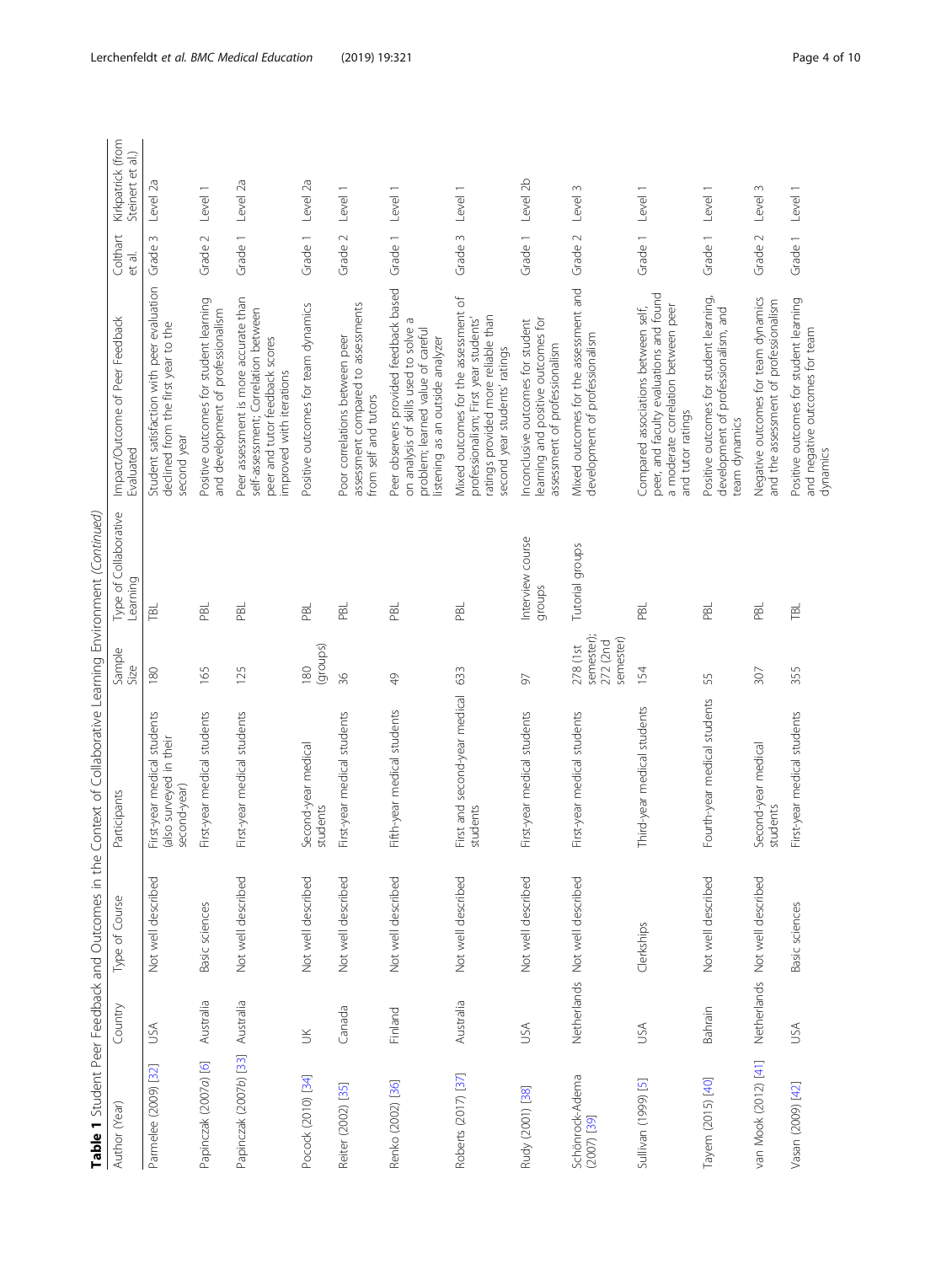**Table 1** Student Peer Feedback and Outcomes in the Context of Collaborative Learning Environment *(Continued)*

| Author (Year) | Country | Type of Course | Participants | Sample Size | Type of Collaborative Learning | Impact/Outcome of Peer Feedback Evaluated | Colthart et al. | Kirkpatrick (from Steinert et al.) |
|---|---|---|---|---|---|---|---|---|
| Parmelee (2009) [32] | USA | Not well described | First-year medical students (also surveyed in their second-year) | 180 | TBL | Student satisfaction with peer evaluation declined from the first year to the second year | Grade 3 | Level 2a |
| Papinczak (2007a) [6] | Australia | Basic sciences | First-year medical students | 165 | PBL | Positive outcomes for student learning and development of professionalism | Grade 2 | Level 1 |
| Papinczak (2007b) [33] | Australia | Not well described | First-year medical students | 125 | PBL | Peer assessment is more accurate than self-assessment; Correlation between peer and tutor feedback scores improved with iterations | Grade 1 | Level 2a |
| Pocock (2010) [34] | UK | Not well described | Second-year medical students | 180 (groups) | PBL | Positive outcomes for team dynamics | Grade 1 | Level 2a |
| Reiter (2002) [35] | Canada | Not well described | First-year medical students | 36 | PBL | Poor correlations between peer assessment compared to assessments from self and tutors | Grade 2 | Level 1 |
| Renko (2002) [36] | Finland | Not well described | Fifth-year medical students | 49 | PBL | Peer observers provided feedback based on analysis of skills used to solve a problem; learned value of careful listening as an outside analyzer | Grade 1 | Level 1 |
| Roberts (2017) [37] | Australia | Not well described | First and second-year medical students | 633 | PBL | Mixed outcomes for the assessment of professionalism; First year students' ratings provided more reliable than second year students' ratings | Grade 3 | Level 1 |
| Rudy (2001) [38] | USA | Not well described | First-year medical students | 97 | Interview course groups | Inconclusive outcomes for student learning and positive outcomes for assessment of professionalism | Grade 1 | Level 2b |
| Schönrock-Adema (2007) [39] | Netherlands | Not well described | First-year medical students | 278 (1st semester); 272 (2nd semester) | Tutorial groups | Mixed outcomes for the assessment and development of professionalism | Grade 2 | Level 3 |
| Sullivan (1999) [5] | USA | Clerkships | Third-year medical students | 154 | PBL | Compared associations between self, peer, and faculty evaluations and found a moderate correlation between peer and tutor ratings | Grade 1 | Level 1 |
| Tayem (2015) [40] | Bahrain | Not well described | Fourth-year medical students | 55 | PBL | Positive outcomes for student learning, development of professionalism, and team dynamics | Grade 1 | Level 1 |
| van Mook (2012) [41] | Netherlands | Not well described | Second-year medical students | 307 | PBL | Negative outcomes for team dynamics and the assessment of professionalism | Grade 2 | Level 3 |
| Vasan (2009) [42] | USA | Basic sciences | First-year medical students | 355 | TBL | Positive outcomes for student learning and negative outcomes for team dynamics | Grade 1 | Level 1 |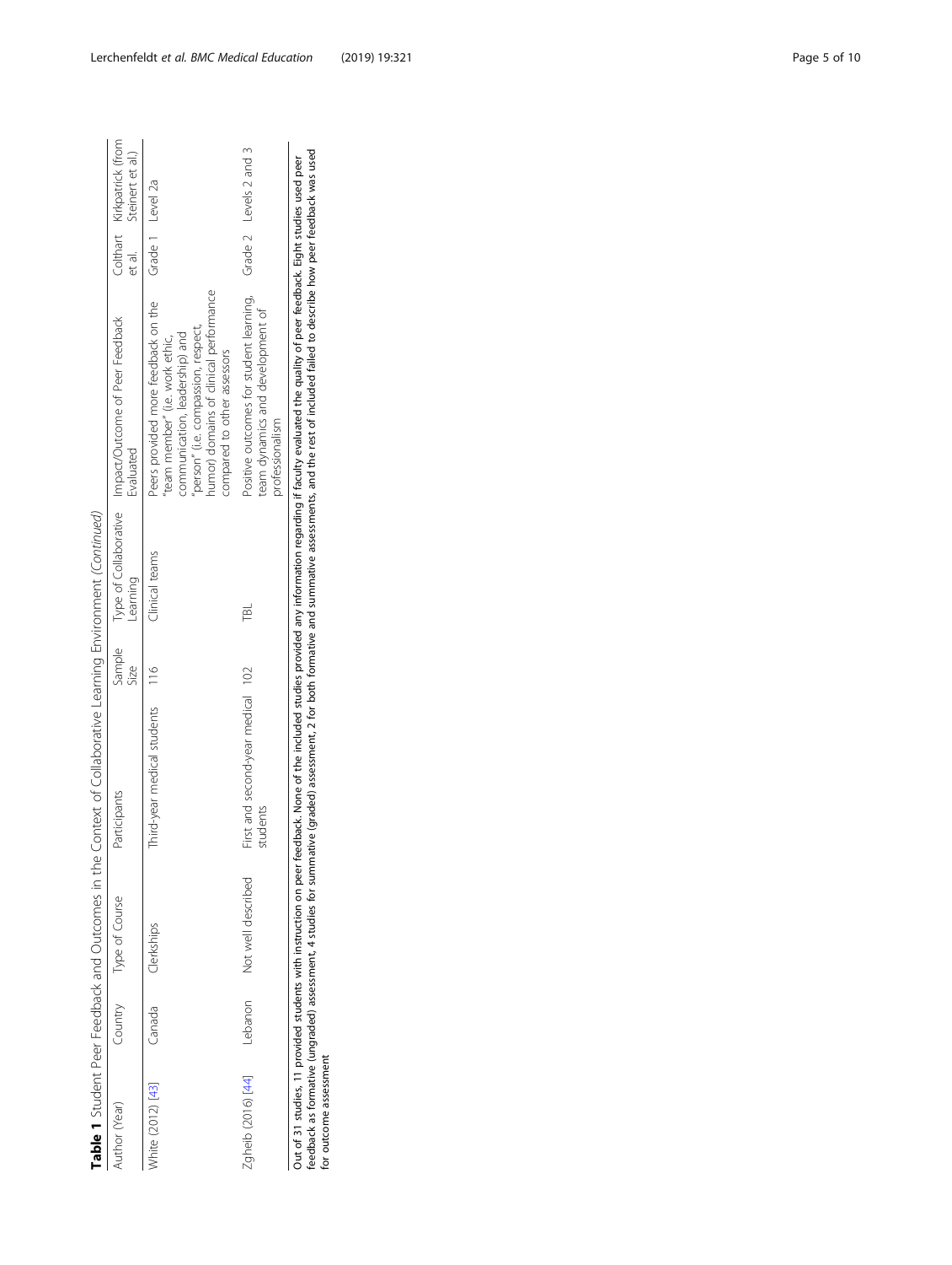**Table 1** Student Peer Feedback and Outcomes in the Context of Collaborative Learning Environment *(Continued)*

| Author (Year) | Country | Type of Course | Participants | Sample Size | Type of Collaborative Learning | Impact/Outcome of Peer Feedback Evaluated | Colthart et al. | Kirkpatrick (from Steinert et al.) |
|---|---|---|---|---|---|---|---|---|
| White (2012) [43] | Canada | Clerkships | Third-year medical students | 116 | Clinical teams | Peers provided more feedback on the "team member" (i.e. work ethic, communication, leadership) and "person" (i.e. compassion, respect, humor) domains of clinical performance compared to other assessors | Grade 1 | Level 2a |
| Zgheib (2016) [44] | Lebanon | Not well described | First and second-year medical students | 102 | TBL | Positive outcomes for student learning, team dynamics and development of professionalism | Grade 2 | Levels 2 and 3 |

Out of 31 studies, 11 provided students with instruction on peer feedback. None of the included studies provided any information regarding if faculty evaluated the quality of peer feedback. Eight studies used peer feedback as formative (ungraded) assessment, 4 studies for summative (graded) assessment, 2 for both formative and summative assessments, and the rest of included failed to describe how peer feedback was used for outcome assessment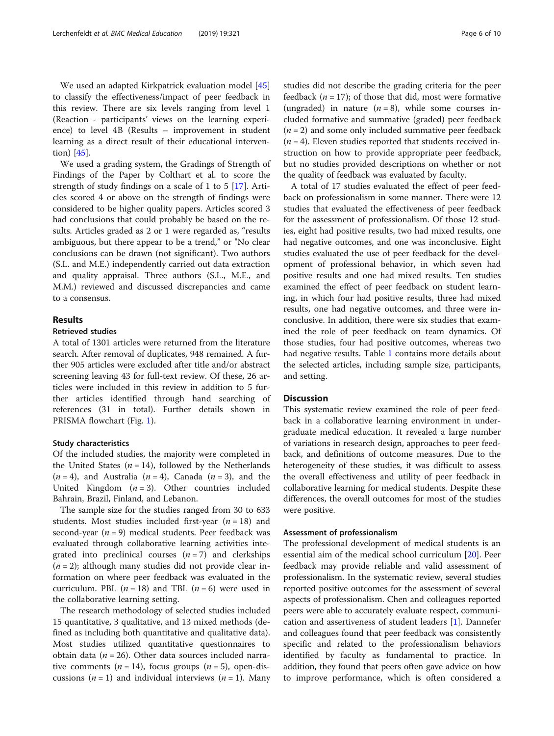We used an adapted Kirkpatrick evaluation model [45] to classify the effectiveness/impact of peer feedback in this review. There are six levels ranging from level 1 (Reaction - participants' views on the learning experience) to level 4B (Results – improvement in student learning as a direct result of their educational intervention) [45].

We used a grading system, the Gradings of Strength of Findings of the Paper by Colthart et al. to score the strength of study findings on a scale of 1 to 5 [17]. Articles scored 4 or above on the strength of findings were considered to be higher quality papers. Articles scored 3 had conclusions that could probably be based on the results. Articles graded as 2 or 1 were regarded as, "results ambiguous, but there appear to be a trend," or "No clear conclusions can be drawn (not significant). Two authors (S.L. and M.E.) independently carried out data extraction and quality appraisal. Three authors (S.L., M.E., and M.M.) reviewed and discussed discrepancies and came to a consensus.

## Results

### Retrieved studies

A total of 1301 articles were returned from the literature search. After removal of duplicates, 948 remained. A further 905 articles were excluded after title and/or abstract screening leaving 43 for full-text review. Of these, 26 articles were included in this review in addition to 5 further articles identified through hand searching of references (31 in total). Further details shown in PRISMA flowchart (Fig. 1).

### Study characteristics

Of the included studies, the majority were completed in the United States ($n = 14$), followed by the Netherlands ($n = 4$), and Australia ($n = 4$), Canada ($n = 3$), and the United Kingdom ($n = 3$). Other countries included Bahrain, Brazil, Finland, and Lebanon.

The sample size for the studies ranged from 30 to 633 students. Most studies included first-year ($n = 18$) and second-year ($n = 9$) medical students. Peer feedback was evaluated through collaborative learning activities integrated into preclinical courses ($n = 7$) and clerkships ($n = 2$); although many studies did not provide clear information on where peer feedback was evaluated in the curriculum. PBL ($n = 18$) and TBL ($n = 6$) were used in the collaborative learning setting.

The research methodology of selected studies included 15 quantitative, 3 qualitative, and 13 mixed methods (defined as including both quantitative and qualitative data). Most studies utilized quantitative questionnaires to obtain data ($n = 26$). Other data sources included narrative comments ($n = 14$), focus groups ($n = 5$), open-discussions ($n = 1$) and individual interviews ($n = 1$). Many studies did not describe the grading criteria for the peer feedback ($n = 17$); of those that did, most were formative (ungraded) in nature ($n = 8$), while some courses included formative and summative (graded) peer feedback ($n = 2$) and some only included summative peer feedback ($n = 4$). Eleven studies reported that students received instruction on how to provide appropriate peer feedback, but no studies provided descriptions on whether or not the quality of feedback was evaluated by faculty.

A total of 17 studies evaluated the effect of peer feedback on professionalism in some manner. There were 12 studies that evaluated the effectiveness of peer feedback for the assessment of professionalism. Of those 12 studies, eight had positive results, two had mixed results, one had negative outcomes, and one was inconclusive. Eight studies evaluated the use of peer feedback for the development of professional behavior, in which seven had positive results and one had mixed results. Ten studies examined the effect of peer feedback on student learning, in which four had positive results, three had mixed results, one had negative outcomes, and three were inconclusive. In addition, there were six studies that examined the role of peer feedback on team dynamics. Of those studies, four had positive outcomes, whereas two had negative results. Table 1 contains more details about the selected articles, including sample size, participants, and setting.

## Discussion

This systematic review examined the role of peer feedback in a collaborative learning environment in undergraduate medical education. It revealed a large number of variations in research design, approaches to peer feedback, and definitions of outcome measures. Due to the heterogeneity of these studies, it was difficult to assess the overall effectiveness and utility of peer feedback in collaborative learning for medical students. Despite these differences, the overall outcomes for most of the studies were positive.

### Assessment of professionalism

The professional development of medical students is an essential aim of the medical school curriculum [20]. Peer feedback may provide reliable and valid assessment of professionalism. In the systematic review, several studies reported positive outcomes for the assessment of several aspects of professionalism. Chen and colleagues reported peers were able to accurately evaluate respect, communication and assertiveness of student leaders [1]. Dannefer and colleagues found that peer feedback was consistently specific and related to the professionalism behaviors identified by faculty as fundamental to practice. In addition, they found that peers often gave advice on how to improve performance, which is often considered a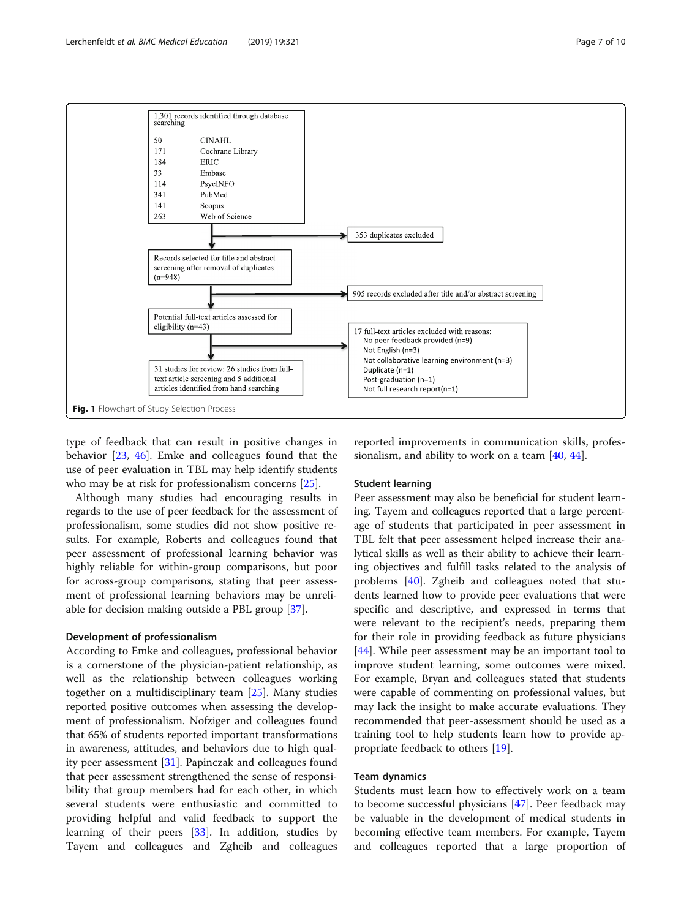1,301 records identified through database searching

| | |
|---|---|
| 50 | CINAHL |
| 171 | Cochrane Library |
| 184 | ERIC |
| 33 | Embase |
| 114 | PsycINFO |
| 341 | PubMed |
| 141 | Scopus |
| 263 | Web of Science |

353 duplicates excluded

Records selected for title and abstract screening after removal of duplicates (n=948)

905 records excluded after title and/or abstract screening

Potential full-text articles assessed for eligibility (n=43)

17 full-text articles excluded with reasons:
- No peer feedback provided (n=9)
- Not English (n=3)
- Not collaborative learning environment (n=3)
- Duplicate (n=1)
- Post-graduation (n=1)
- Not full research report(n=1)

31 studies for review: 26 studies from full-text article screening and 5 additional articles identified from hand searching

**Fig. 1** Flowchart of Study Selection Process

type of feedback that can result in positive changes in behavior [23, 46]. Emke and colleagues found that the use of peer evaluation in TBL may help identify students who may be at risk for professionalism concerns [25].

Although many studies had encouraging results in regards to the use of peer feedback for the assessment of professionalism, some studies did not show positive results. For example, Roberts and colleagues found that peer assessment of professional learning behavior was highly reliable for within-group comparisons, but poor for across-group comparisons, stating that peer assessment of professional learning behaviors may be unreliable for decision making outside a PBL group [37].

### Development of professionalism

According to Emke and colleagues, professional behavior is a cornerstone of the physician-patient relationship, as well as the relationship between colleagues working together on a multidisciplinary team [25]. Many studies reported positive outcomes when assessing the development of professionalism. Nofziger and colleagues found that 65% of students reported important transformations in awareness, attitudes, and behaviors due to high quality peer assessment [31]. Papinczak and colleagues found that peer assessment strengthened the sense of responsibility that group members had for each other, in which several students were enthusiastic and committed to providing helpful and valid feedback to support the learning of their peers [33]. In addition, studies by Tayem and colleagues and Zgheib and colleagues reported improvements in communication skills, professionalism, and ability to work on a team [40, 44].

### Student learning

Peer assessment may also be beneficial for student learning. Tayem and colleagues reported that a large percentage of students that participated in peer assessment in TBL felt that peer assessment helped increase their analytical skills as well as their ability to achieve their learning objectives and fulfill tasks related to the analysis of problems [40]. Zgheib and colleagues noted that students learned how to provide peer evaluations that were specific and descriptive, and expressed in terms that were relevant to the recipient's needs, preparing them for their role in providing feedback as future physicians [44]. While peer assessment may be an important tool to improve student learning, some outcomes were mixed. For example, Bryan and colleagues stated that students were capable of commenting on professional values, but may lack the insight to make accurate evaluations. They recommended that peer-assessment should be used as a training tool to help students learn how to provide appropriate feedback to others [19].

### Team dynamics

Students must learn how to effectively work on a team to become successful physicians [47]. Peer feedback may be valuable in the development of medical students in becoming effective team members. For example, Tayem and colleagues reported that a large proportion of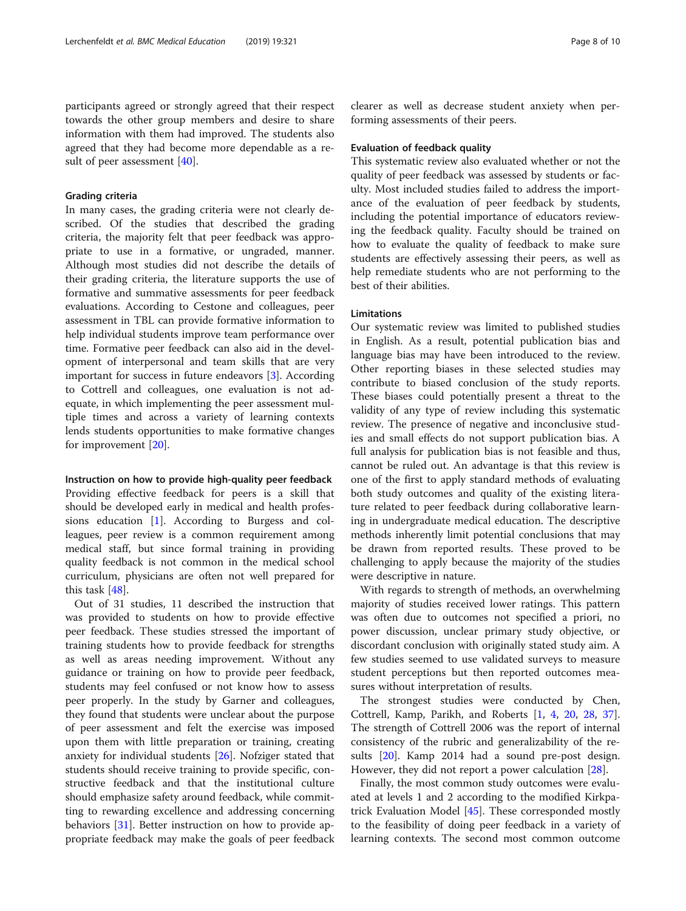participants agreed or strongly agreed that their respect towards the other group members and desire to share information with them had improved. The students also agreed that they had become more dependable as a result of peer assessment [40].

### Grading criteria

In many cases, the grading criteria were not clearly described. Of the studies that described the grading criteria, the majority felt that peer feedback was appropriate to use in a formative, or ungraded, manner. Although most studies did not describe the details of their grading criteria, the literature supports the use of formative and summative assessments for peer feedback evaluations. According to Cestone and colleagues, peer assessment in TBL can provide formative information to help individual students improve team performance over time. Formative peer feedback can also aid in the development of interpersonal and team skills that are very important for success in future endeavors [3]. According to Cottrell and colleagues, one evaluation is not adequate, in which implementing the peer assessment multiple times and across a variety of learning contexts lends students opportunities to make formative changes for improvement [20].

### Instruction on how to provide high-quality peer feedback

Providing effective feedback for peers is a skill that should be developed early in medical and health professions education [1]. According to Burgess and colleagues, peer review is a common requirement among medical staff, but since formal training in providing quality feedback is not common in the medical school curriculum, physicians are often not well prepared for this task [48].

Out of 31 studies, 11 described the instruction that was provided to students on how to provide effective peer feedback. These studies stressed the important of training students how to provide feedback for strengths as well as areas needing improvement. Without any guidance or training on how to provide peer feedback, students may feel confused or not know how to assess peer properly. In the study by Garner and colleagues, they found that students were unclear about the purpose of peer assessment and felt the exercise was imposed upon them with little preparation or training, creating anxiety for individual students [26]. Nofziger stated that students should receive training to provide specific, constructive feedback and that the institutional culture should emphasize safety around feedback, while committing to rewarding excellence and addressing concerning behaviors [31]. Better instruction on how to provide appropriate feedback may make the goals of peer feedback clearer as well as decrease student anxiety when performing assessments of their peers.

### Evaluation of feedback quality

This systematic review also evaluated whether or not the quality of peer feedback was assessed by students or faculty. Most included studies failed to address the importance of the evaluation of peer feedback by students, including the potential importance of educators reviewing the feedback quality. Faculty should be trained on how to evaluate the quality of feedback to make sure students are effectively assessing their peers, as well as help remediate students who are not performing to the best of their abilities.

### Limitations

Our systematic review was limited to published studies in English. As a result, potential publication bias and language bias may have been introduced to the review. Other reporting biases in these selected studies may contribute to biased conclusion of the study reports. These biases could potentially present a threat to the validity of any type of review including this systematic review. The presence of negative and inconclusive studies and small effects do not support publication bias. A full analysis for publication bias is not feasible and thus, cannot be ruled out. An advantage is that this review is one of the first to apply standard methods of evaluating both study outcomes and quality of the existing literature related to peer feedback during collaborative learning in undergraduate medical education. The descriptive methods inherently limit potential conclusions that may be drawn from reported results. These proved to be challenging to apply because the majority of the studies were descriptive in nature.

With regards to strength of methods, an overwhelming majority of studies received lower ratings. This pattern was often due to outcomes not specified a priori, no power discussion, unclear primary study objective, or discordant conclusion with originally stated study aim. A few studies seemed to use validated surveys to measure student perceptions but then reported outcomes measures without interpretation of results.

The strongest studies were conducted by Chen, Cottrell, Kamp, Parikh, and Roberts [1, 4, 20, 28, 37]. The strength of Cottrell 2006 was the report of internal consistency of the rubric and generalizability of the results [20]. Kamp 2014 had a sound pre-post design. However, they did not report a power calculation [28].

Finally, the most common study outcomes were evaluated at levels 1 and 2 according to the modified Kirkpatrick Evaluation Model [45]. These corresponded mostly to the feasibility of doing peer feedback in a variety of learning contexts. The second most common outcome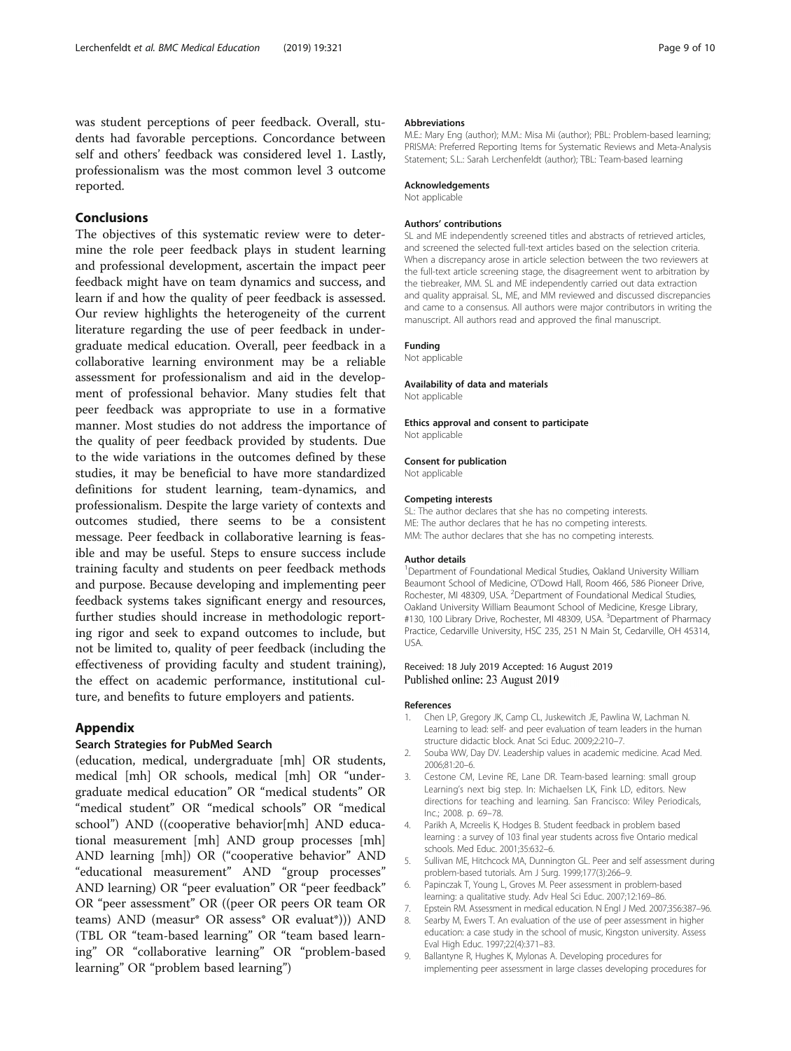was student perceptions of peer feedback. Overall, students had favorable perceptions. Concordance between self and others' feedback was considered level 1. Lastly, professionalism was the most common level 3 outcome reported.

## Conclusions

The objectives of this systematic review were to determine the role peer feedback plays in student learning and professional development, ascertain the impact peer feedback might have on team dynamics and success, and learn if and how the quality of peer feedback is assessed. Our review highlights the heterogeneity of the current literature regarding the use of peer feedback in undergraduate medical education. Overall, peer feedback in a collaborative learning environment may be a reliable assessment for professionalism and aid in the development of professional behavior. Many studies felt that peer feedback was appropriate to use in a formative manner. Most studies do not address the importance of the quality of peer feedback provided by students. Due to the wide variations in the outcomes defined by these studies, it may be beneficial to have more standardized definitions for student learning, team-dynamics, and professionalism. Despite the large variety of contexts and outcomes studied, there seems to be a consistent message. Peer feedback in collaborative learning is feasible and may be useful. Steps to ensure success include training faculty and students on peer feedback methods and purpose. Because developing and implementing peer feedback systems takes significant energy and resources, further studies should increase in methodologic reporting rigor and seek to expand outcomes to include, but not be limited to, quality of peer feedback (including the effectiveness of providing faculty and student training), the effect on academic performance, institutional culture, and benefits to future employers and patients.

## Appendix

### Search Strategies for PubMed Search

(education, medical, undergraduate [mh] OR students, medical [mh] OR schools, medical [mh] OR "undergraduate medical education" OR "medical students" OR "medical student" OR "medical schools" OR "medical school") AND ((cooperative behavior[mh] AND educational measurement [mh] AND group processes [mh] AND learning [mh]) OR ("cooperative behavior" AND "educational measurement" AND "group processes" AND learning) OR "peer evaluation" OR "peer feedback" OR "peer assessment" OR ((peer OR peers OR team OR teams) AND (measur* OR assess* OR evaluat*))) AND (TBL OR "team-based learning" OR "team based learning" OR "collaborative learning" OR "problem-based learning" OR "problem based learning")

#### Abbreviations

M.E.: Mary Eng (author); M.M.: Misa Mi (author); PBL: Problem-based learning; PRISMA: Preferred Reporting Items for Systematic Reviews and Meta-Analysis Statement; S.L.: Sarah Lerchenfeldt (author); TBL: Team-based learning

#### Acknowledgements

Not applicable

#### Authors' contributions

SL and ME independently screened titles and abstracts of retrieved articles, and screened the selected full-text articles based on the selection criteria. When a discrepancy arose in article selection between the two reviewers at the full-text article screening stage, the disagreement went to arbitration by the tiebreaker, MM. SL and ME independently carried out data extraction and quality appraisal. SL, ME, and MM reviewed and discussed discrepancies and came to a consensus. All authors were major contributors in writing the manuscript. All authors read and approved the final manuscript.

#### Funding

Not applicable

#### Availability of data and materials

Not applicable

#### Ethics approval and consent to participate

Not applicable

#### Consent for publication

Not applicable

#### Competing interests

SL: The author declares that she has no competing interests.
ME: The author declares that he has no competing interests.
MM: The author declares that she has no competing interests.

#### Author details

[1]Department of Foundational Medical Studies, Oakland University William Beaumont School of Medicine, O'Dowd Hall, Room 466, 586 Pioneer Drive, Rochester, MI 48309, USA. [2]Department of Foundational Medical Studies, Oakland University William Beaumont School of Medicine, Kresge Library, #130, 100 Library Drive, Rochester, MI 48309, USA. [3]Department of Pharmacy Practice, Cedarville University, HSC 235, 251 N Main St, Cedarville, OH 45314, USA.

Received: 18 July 2019 Accepted: 16 August 2019
Published online: 23 August 2019

#### References

1. Chen LP, Gregory JK, Camp CL, Juskewitch JE, Pawlina W, Lachman N. Learning to lead: self- and peer evaluation of team leaders in the human structure didactic block. Anat Sci Educ. 2009;2:210–7.
2. Souba WW, Day DV. Leadership values in academic medicine. Acad Med. 2006;81:20–6.
3. Cestone CM, Levine RE, Lane DR. Team-based learning: small group Learning's next big step. In: Michaelsen LK, Fink LD, editors. New directions for teaching and learning. San Francisco: Wiley Periodicals, Inc.; 2008. p. 69–78.
4. Parikh A, Mcreelis K, Hodges B. Student feedback in problem based learning : a survey of 103 final year students across five Ontario medical schools. Med Educ. 2001;35:632–6.
5. Sullivan ME, Hitchcock MA, Dunnington GL. Peer and self assessment during problem-based tutorials. Am J Surg. 1999;177(3):266–9.
6. Papinczak T, Young L, Groves M. Peer assessment in problem-based learning: a qualitative study. Adv Heal Sci Educ. 2007;12:169–86.
7. Epstein RM. Assessment in medical education. N Engl J Med. 2007;356:387–96.
8. Searby M, Ewers T. An evaluation of the use of peer assessment in higher education: a case study in the school of music, Kingston university. Assess Eval High Educ. 1997;22(4):371–83.
9. Ballantyne R, Hughes K, Mylonas A. Developing procedures for implementing peer assessment in large classes developing procedures for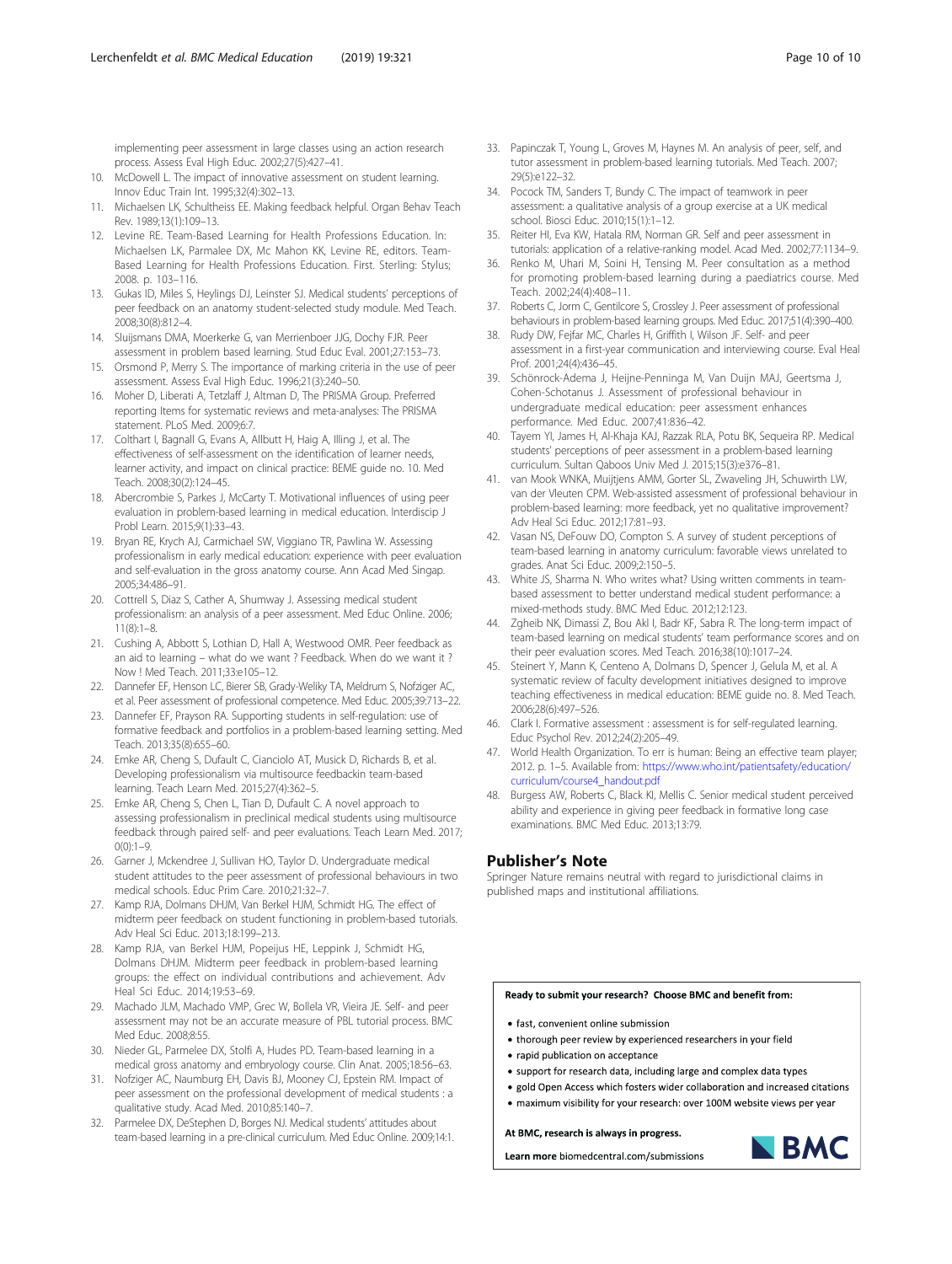implementing peer assessment in large classes using an action research process. Assess Eval High Educ. 2002;27(5):427–41.

10. McDowell L. The impact of innovative assessment on student learning. Innov Educ Train Int. 1995;32(4):302–13.
11. Michaelsen LK, Schultheiss EE. Making feedback helpful. Organ Behav Teach Rev. 1989;13(1):109–13.
12. Levine RE. Team-Based Learning for Health Professions Education. In: Michaelsen LK, Parmalee DX, Mc Mahon KK, Levine RE, editors. Team-Based Learning for Health Professions Education. First. Sterling: Stylus; 2008. p. 103–116.
13. Gukas ID, Miles S, Heylings DJ, Leinster SJ. Medical students' perceptions of peer feedback on an anatomy student-selected study module. Med Teach. 2008;30(8):812–4.
14. Sluijsmans DMA, Moerkerke G, van Merrienboer JJG, Dochy FJR. Peer assessment in problem based learning. Stud Educ Eval. 2001;27:153–73.
15. Orsmond P, Merry S. The importance of marking criteria in the use of peer assessment. Assess Eval High Educ. 1996;21(3):240–50.
16. Moher D, Liberati A, Tetzlaff J, Altman D, The PRISMA Group. Preferred reporting Items for systematic reviews and meta-analyses: The PRISMA statement. PLoS Med. 2009;6:7.
17. Colthart I, Bagnall G, Evans A, Allbutt H, Haig A, Illing J, et al. The effectiveness of self-assessment on the identification of learner needs, learner activity, and impact on clinical practice: BEME guide no. 10. Med Teach. 2008;30(2):124–45.
18. Abercrombie S, Parkes J, McCarty T. Motivational influences of using peer evaluation in problem-based learning in medical education. Interdiscip J Probl Learn. 2015;9(1):33–43.
19. Bryan RE, Krych AJ, Carmichael SW, Viggiano TR, Pawlina W. Assessing professionalism in early medical education: experience with peer evaluation and self-evaluation in the gross anatomy course. Ann Acad Med Singap. 2005;34:486–91.
20. Cottrell S, Diaz S, Cather A, Shumway J. Assessing medical student professionalism: an analysis of a peer assessment. Med Educ Online. 2006; 11(8):1–8.
21. Cushing A, Abbott S, Lothian D, Hall A, Westwood OMR. Peer feedback as an aid to learning – what do we want ? Feedback. When do we want it ? Now ! Med Teach. 2011;33:e105–12.
22. Dannefer EF, Henson LC, Bierer SB, Grady-Weliky TA, Meldrum S, Nofziger AC, et al. Peer assessment of professional competence. Med Educ. 2005;39:713–22.
23. Dannefer EF, Prayson RA. Supporting students in self-regulation: use of formative feedback and portfolios in a problem-based learning setting. Med Teach. 2013;35(8):655–60.
24. Emke AR, Cheng S, Dufault C, Cianciolo AT, Musick D, Richards B, et al. Developing professionalism via multisource feedbackin team-based learning. Teach Learn Med. 2015;27(4):362–5.
25. Emke AR, Cheng S, Chen L, Tian D, Dufault C. A novel approach to assessing professionalism in preclinical medical students using multisource feedback through paired self- and peer evaluations. Teach Learn Med. 2017; 0(0):1–9.
26. Garner J, Mckendree J, Sullivan HO, Taylor D. Undergraduate medical student attitudes to the peer assessment of professional behaviours in two medical schools. Educ Prim Care. 2010;21:32–7.
27. Kamp RJA, Dolmans DHJM, Van Berkel HJM, Schmidt HG. The effect of midterm peer feedback on student functioning in problem-based tutorials. Adv Heal Sci Educ. 2013;18:199–213.
28. Kamp RJA, van Berkel HJM, Popeijus HE, Leppink J, Schmidt HG, Dolmans DHJM. Midterm peer feedback in problem-based learning groups: the effect on individual contributions and achievement. Adv Heal Sci Educ. 2014;19:53–69.
29. Machado JLM, Machado VMP, Grec W, Bollela VR, Vieira JE. Self- and peer assessment may not be an accurate measure of PBL tutorial process. BMC Med Educ. 2008;8:55.
30. Nieder GL, Parmelee DX, Stolfi A, Hudes PD. Team-based learning in a medical gross anatomy and embryology course. Clin Anat. 2005;18:56–63.
31. Nofziger AC, Naumburg EH, Davis BJ, Mooney CJ, Epstein RM. Impact of peer assessment on the professional development of medical students : a qualitative study. Acad Med. 2010;85:140–7.
32. Parmelee DX, DeStephen D, Borges NJ. Medical students' attitudes about team-based learning in a pre-clinical curriculum. Med Educ Online. 2009;14:1.
33. Papinczak T, Young L, Groves M, Haynes M. An analysis of peer, self, and tutor assessment in problem-based learning tutorials. Med Teach. 2007; 29(5):e122–32.
34. Pocock TM, Sanders T, Bundy C. The impact of teamwork in peer assessment: a qualitative analysis of a group exercise at a UK medical school. Biosci Educ. 2010;15(1):1–12.
35. Reiter HI, Eva KW, Hatala RM, Norman GR. Self and peer assessment in tutorials: application of a relative-ranking model. Acad Med. 2002;77:1134–9.
36. Renko M, Uhari M, Soini H, Tensing M. Peer consultation as a method for promoting problem-based learning during a paediatrics course. Med Teach. 2002;24(4):408–11.
37. Roberts C, Jorm C, Gentilcore S, Crossley J. Peer assessment of professional behaviours in problem-based learning groups. Med Educ. 2017;51(4):390–400.
38. Rudy DW, Fejfar MC, Charles H, Griffith I, Wilson JF. Self- and peer assessment in a first-year communication and interviewing course. Eval Heal Prof. 2001;24(4):436–45.
39. Schönrock-Adema J, Heijne-Penninga M, Van Duijn MAJ, Geertsma J, Cohen-Schotanus J. Assessment of professional behaviour in undergraduate medical education: peer assessment enhances performance. Med Educ. 2007;41:836–42.
40. Tayem YI, James H, Al-Khaja KAJ, Razzak RLA, Potu BK, Sequeira RP. Medical students' perceptions of peer assessment in a problem-based learning curriculum. Sultan Qaboos Univ Med J. 2015;15(3):e376–81.
41. van Mook WNKA, Muijtjens AMM, Gorter SL, Zwaveling JH, Schuwirth LW, van der Vleuten CPM. Web-assisted assessment of professional behaviour in problem-based learning: more feedback, yet no qualitative improvement? Adv Heal Sci Educ. 2012;17:81–93.
42. Vasan NS, DeFouw DO, Compton S. A survey of student perceptions of team-based learning in anatomy curriculum: favorable views unrelated to grades. Anat Sci Educ. 2009;2:150–5.
43. White JS, Sharma N. Who writes what? Using written comments in team-based assessment to better understand medical student performance: a mixed-methods study. BMC Med Educ. 2012;12:123.
44. Zgheib NK, Dimassi Z, Bou Akl I, Badr KF, Sabra R. The long-term impact of team-based learning on medical students' team performance scores and on their peer evaluation scores. Med Teach. 2016;38(10):1017–24.
45. Steinert Y, Mann K, Centeno A, Dolmans D, Spencer J, Gelula M, et al. A systematic review of faculty development initiatives designed to improve teaching effectiveness in medical education: BEME guide no. 8. Med Teach. 2006;28(6):497–526.
46. Clark I. Formative assessment : assessment is for self-regulated learning. Educ Psychol Rev. 2012;24(2):205–49.
47. World Health Organization. To err is human: Being an effective team player; 2012. p. 1–5. Available from: https://www.who.int/patientsafety/education/curriculum/course4_handout.pdf
48. Burgess AW, Roberts C, Black KI, Mellis C. Senior medical student perceived ability and experience in giving peer feedback in formative long case examinations. BMC Med Educ. 2013;13:79.

## Publisher's Note

Springer Nature remains neutral with regard to jurisdictional claims in published maps and institutional affiliations.

**Ready to submit your research? Choose BMC and benefit from:**

- fast, convenient online submission
- thorough peer review by experienced researchers in your field
- rapid publication on acceptance
- support for research data, including large and complex data types
- gold Open Access which fosters wider collaboration and increased citations
- maximum visibility for your research: over 100M website views per year

**At BMC, research is always in progress.**

**Learn more** biomedcentral.com/submissions

BMC